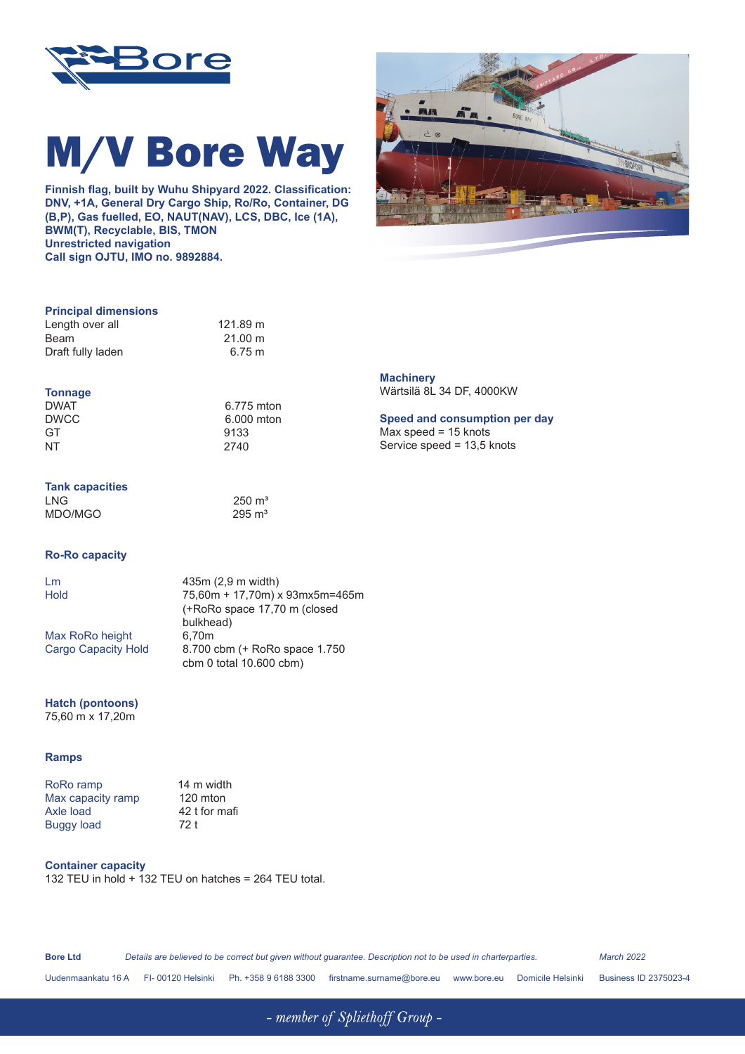# M/V Bore Way

**Finnish flag, built by Wuhu Shipyard 2022. Classification: DNV, +1A, General Dry Cargo Ship, Ro/Ro, Container, DG (B,P), Gas fuelled, EO, NAUT(NAV), LCS, DBC, Ice (1A), BWM(T), Recyclable, BIS, TMON**
**Unrestricted navigation**
**Call sign OJTU, IMO no. 9892884.**

## Principal dimensions

| | |
|---|---|
| Length over all | 121.89 m |
| Beam | 21.00 m |
| Draft fully laden | 6.75 m |

## Tonnage

| | |
|---|---|
| DWAT | 6.775 mton |
| DWCC | 6.000 mton |
| GT | 9133 |
| NT | 2740 |

## Tank capacities

| | |
|---|---|
| LNG | 250 m³ |
| MDO/MGO | 295 m³ |

## Ro-Ro capacity

| | |
|---|---|
| Lm | 435m (2,9 m width) |
| Hold | 75,60m + 17,70m) x 93mx5m=465m (+RoRo space 17,70 m (closed bulkhead) |
| Max RoRo height | 6,70m |
| Cargo Capacity Hold | 8.700 cbm (+ RoRo space 1.750 cbm 0 total 10.600 cbm) |

## Hatch (pontoons)

75,60 m x 17,20m

## Ramps

| | |
|---|---|
| RoRo ramp | 14 m width |
| Max capacity ramp | 120 mton |
| Axle load | 42 t for mafi |
| Buggy load | 72 t |

## Container capacity

132 TEU in hold + 132 TEU on hatches = 264 TEU total.

## Machinery

Wärtsilä 8L 34 DF, 4000KW

## Speed and consumption per day

Max speed = 15 knots
Service speed = 13,5 knots

**Bore Ltd** *Details are believed to be correct but given without guarantee. Description not to be used in charterparties.* *March 2022*

Uudenmaankatu 16 A FI- 00120 Helsinki Ph. +358 9 6188 3300 firstname.surname@bore.eu www.bore.eu Domicile Helsinki Business ID 2375023-4

*- member of Spliethoff Group -*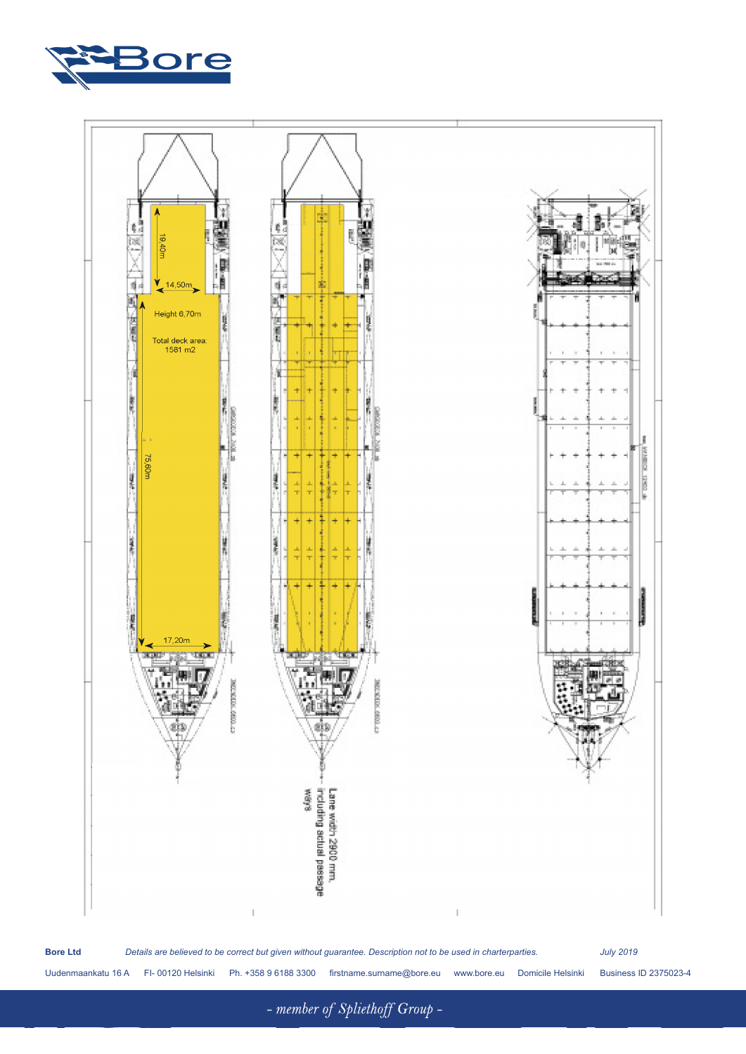19,40m

14,50m

Height 6,70m

Total deck area:
1581 m2

75,60m

17,20m

Lane width 2900 mm,
including actual passage
ways

**Bore Ltd** *Details are believed to be correct but given without guarantee. Description not to be used in charterparties.* *July 2019*

Uudenmaankatu 16 A FI- 00120 Helsinki Ph. +358 9 6188 3300 firstname.surname@bore.eu www.bore.eu Domicile Helsinki Business ID 2375023-4

*- member of Spliethoff Group -*